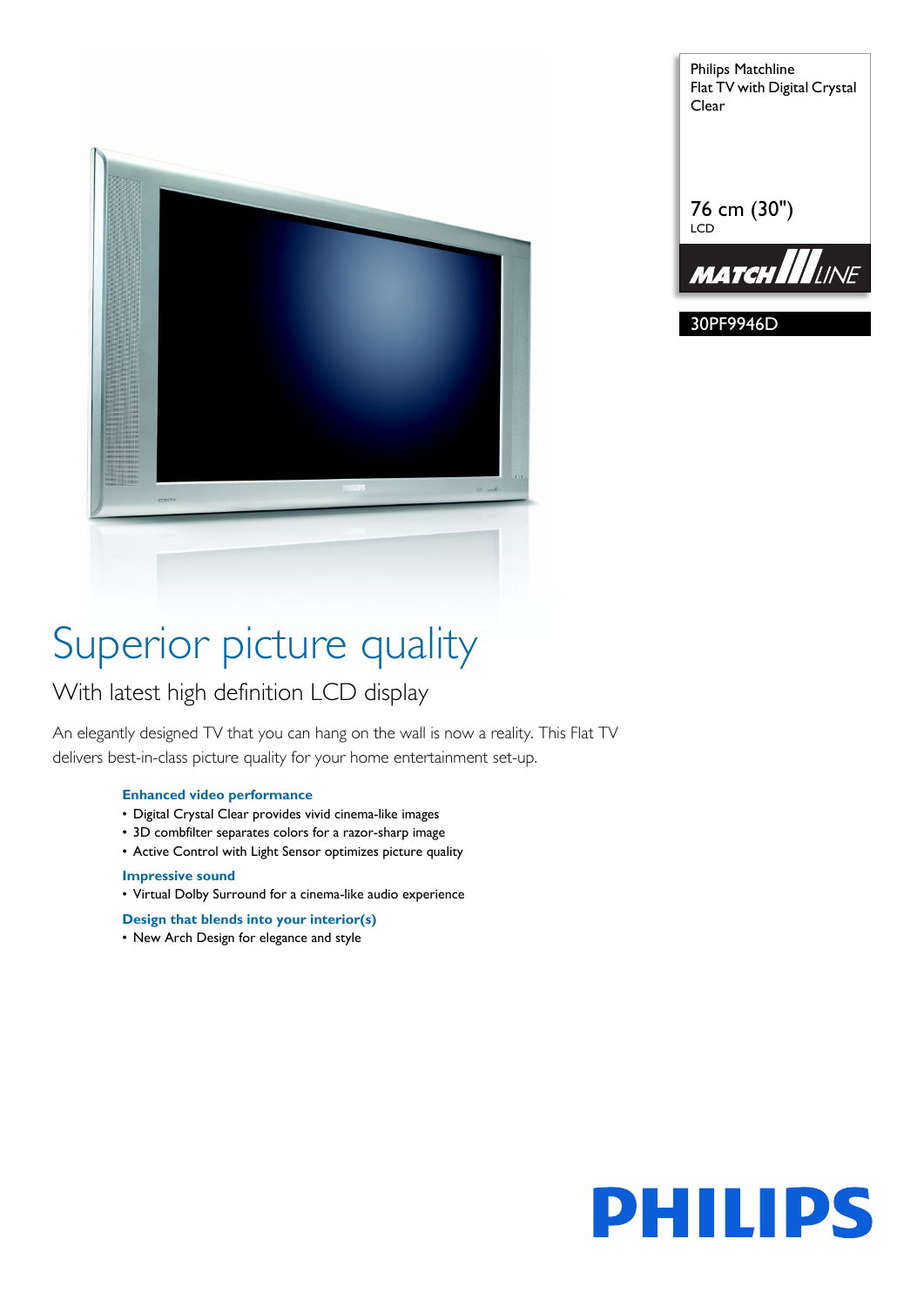Philips Matchline
Flat TV with Digital Crystal Clear

76 cm (30")
LCD

MATCHLINE

30PF9946D

# Superior picture quality

## With latest high definition LCD display

An elegantly designed TV that you can hang on the wall is now a reality. This Flat TV delivers best-in-class picture quality for your home entertainment set-up.

**Enhanced video performance**

- Digital Crystal Clear provides vivid cinema-like images
- 3D combfilter separates colors for a razor-sharp image
- Active Control with Light Sensor optimizes picture quality

**Impressive sound**

- Virtual Dolby Surround for a cinema-like audio experience

**Design that blends into your interior(s)**

- New Arch Design for elegance and style

PHILIPS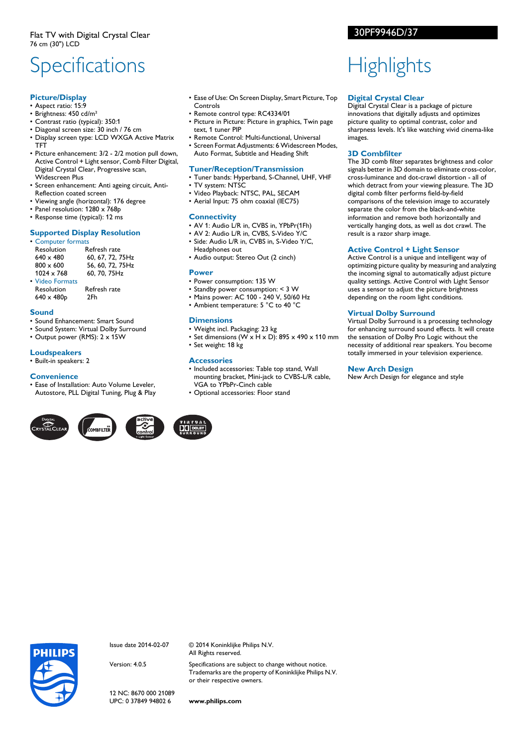Flat TV with Digital Crystal Clear
76 cm (30") LCD

30PF9946D/37

# Specifications

## Picture/Display

- Aspect ratio: 15:9
- Brightness: 450 cd/m²
- Contrast ratio (typical): 350:1
- Diagonal screen size: 30 inch / 76 cm
- Display screen type: LCD WXGA Active Matrix TFT
- Picture enhancement: 3/2 - 2/2 motion pull down, Active Control + Light sensor, Comb Filter Digital, Digital Crystal Clear, Progressive scan, Widescreen Plus
- Screen enhancement: Anti ageing circuit, Anti-Reflection coated screen
- Viewing angle (horizontal): 176 degree
- Panel resolution: 1280 x 768p
- Response time (typical): 12 ms

## Supported Display Resolution

- Computer formats

| Resolution | Refresh rate |
|---|---|
| 640 x 480 | 60, 67, 72, 75Hz |
| 800 x 600 | 56, 60, 72, 75Hz |
| 1024 x 768 | 60, 70, 75Hz |

- Video Formats

| Resolution | Refresh rate |
|---|---|
| 640 x 480p | 2Fh |

## Sound

- Sound Enhancement: Smart Sound
- Sound System: Virtual Dolby Surround
- Output power (RMS): 2 x 15W

## Loudspeakers

- Built-in speakers: 2

## Convenience

- Ease of Installation: Auto Volume Leveler, Autostore, PLL Digital Tuning, Plug & Play
- Ease of Use: On Screen Display, Smart Picture, Top Controls
- Remote control type: RC4334/01
- Picture in Picture: Picture in graphics, Twin page text, 1 tuner PIP
- Remote Control: Multi-functional, Universal
- Screen Format Adjustments: 6 Widescreen Modes, Auto Format, Subtitle and Heading Shift

## Tuner/Reception/Transmission

- Tuner bands: Hyperband, S-Channel, UHF, VHF
- TV system: NTSC
- Video Playback: NTSC, PAL, SECAM
- Aerial Input: 75 ohm coaxial (IEC75)

## Connectivity

- AV 1: Audio L/R in, CVBS in, YPbPr(1Fh)
- AV 2: Audio L/R in, CVBS, S-Video Y/C
- Side: Audio L/R in, CVBS in, S-Video Y/C, Headphones out
- Audio output: Stereo Out (2 cinch)

## Power

- Power consumption: 135 W
- Standby power consumption: < 3 W
- Mains power: AC 100 - 240 V, 50/60 Hz
- Ambient temperature: 5 °C to 40 °C

## Dimensions

- Weight incl. Packaging: 23 kg
- Set dimensions (W x H x D): 895 x 490 x 110 mm
- Set weight: 18 kg

## Accessories

- Included accessories: Table top stand, Wall mounting bracket, Mini-jack to CVBS-L/R cable, VGA to YPbPr-Cinch cable
- Optional accessories: Floor stand

# Highlights

## Digital Crystal Clear

Digital Crystal Clear is a package of picture innovations that digitally adjusts and optimizes picture quality to optimal contrast, color and sharpness levels. It's like watching vivid cinema-like images.

## 3D Combfilter

The 3D comb filter separates brightness and color signals better in 3D domain to eliminate cross-color, cross-luminance and dot-crawl distortion - all of which detract from your viewing pleasure. The 3D digital comb filter performs field-by-field comparisons of the television image to accurately separate the color from the black-and-white information and remove both horizontally and vertically hanging dots, as well as dot crawl. The result is a razor sharp image.

## Active Control + Light Sensor

Active Control is a unique and intelligent way of optimizing picture quality by measuring and analyzing the incoming signal to automatically adjust picture quality settings. Active Control with Light Sensor uses a sensor to adjust the picture brightness depending on the room light conditions.

## Virtual Dolby Surround

Virtual Dolby Surround is a processing technology for enhancing surround sound effects. It will create the sensation of Dolby Pro Logic without the necessity of additional rear speakers. You become totally immersed in your television experience.

## New Arch Design

New Arch Design for elegance and style

Issue date 2014-02-07

Version: 4.0.5

12 NC: 8670 000 21089
UPC: 0 37849 94802 6

© 2014 Koninklijke Philips N.V.
All Rights reserved.

Specifications are subject to change without notice. Trademarks are the property of Koninklijke Philips N.V. or their respective owners.

www.philips.com